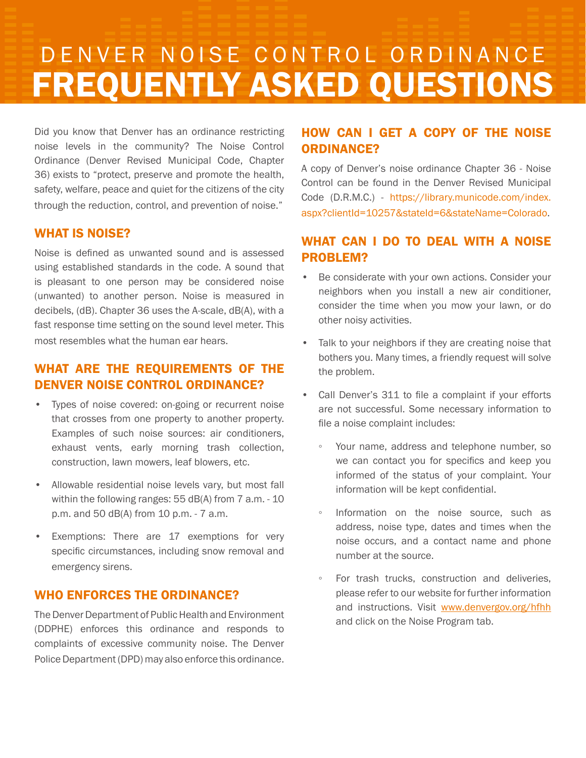# DENVER NOISE CONTROL ORDINANCE FREQUENTLY ASKED QUESTIONS

Did you know that Denver has an ordinance restricting noise levels in the community? The Noise Control Ordinance (Denver Revised Municipal Code, Chapter 36) exists to "protect, preserve and promote the health, safety, welfare, peace and quiet for the citizens of the city through the reduction, control, and prevention of noise."

## WHAT IS NOISE?

Noise is defined as unwanted sound and is assessed using established standards in the code. A sound that is pleasant to one person may be considered noise (unwanted) to another person. Noise is measured in decibels, (dB). Chapter 36 uses the A-scale, dB(A), with a fast response time setting on the sound level meter. This most resembles what the human ear hears.

## WHAT ARE THE REQUIREMENTS OF THE DENVER NOISE CONTROL ORDINANCE?

- Types of noise covered: on-going or recurrent noise that crosses from one property to another property. Examples of such noise sources: air conditioners, exhaust vents, early morning trash collection, construction, lawn mowers, leaf blowers, etc.
- Allowable residential noise levels vary, but most fall within the following ranges: 55 dB(A) from 7 a.m. - 10 p.m. and 50 dB(A) from 10 p.m. - 7 a.m.
- Exemptions: There are 17 exemptions for very specific circumstances, including snow removal and emergency sirens.

## WHO ENFORCES THE ORDINANCE?

The Denver Department of Public Health and Environment (DDPHE) enforces this ordinance and responds to complaints of excessive community noise. The Denver Police Department (DPD) may also enforce this ordinance.

## HOW CAN I GET A COPY OF THE NOISE ORDINANCE?

A copy of Denver's noise ordinance Chapter 36 - Noise Control can be found in the Denver Revised Municipal Code (D.R.M.C.) - https://library.municode.com/index.aspx?clientId=10257&stateId=6&stateName=Colorado.

## WHAT CAN I DO TO DEAL WITH A NOISE PROBLEM?

- Be considerate with your own actions. Consider your neighbors when you install a new air conditioner, consider the time when you mow your lawn, or do other noisy activities.
- Talk to your neighbors if they are creating noise that bothers you. Many times, a friendly request will solve the problem.
- Call Denver's 311 to file a complaint if your efforts are not successful. Some necessary information to file a noise complaint includes:
    - Your name, address and telephone number, so we can contact you for specifics and keep you informed of the status of your complaint. Your information will be kept confidential.
    - Information on the noise source, such as address, noise type, dates and times when the noise occurs, and a contact name and phone number at the source.
    - For trash trucks, construction and deliveries, please refer to our website for further information and instructions. Visit www.denvergov.org/hfhh and click on the Noise Program tab.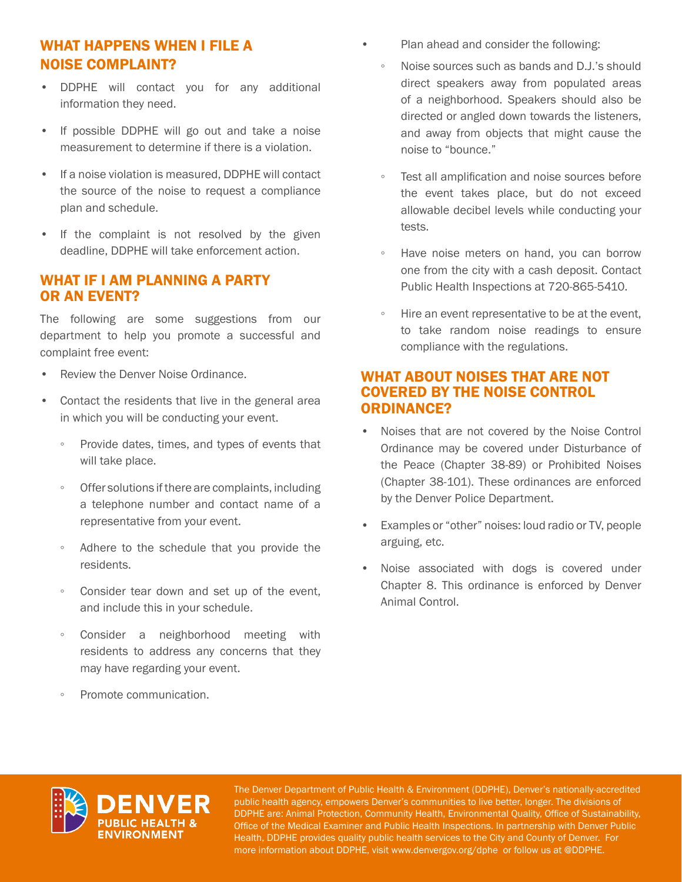## WHAT HAPPENS WHEN I FILE A NOISE COMPLAINT?

- DDPHE will contact you for any additional information they need.
- If possible DDPHE will go out and take a noise measurement to determine if there is a violation.
- If a noise violation is measured, DDPHE will contact the source of the noise to request a compliance plan and schedule.
- If the complaint is not resolved by the given deadline, DDPHE will take enforcement action.

## WHAT IF I AM PLANNING A PARTY OR AN EVENT?

The following are some suggestions from our department to help you promote a successful and complaint free event:

- Review the Denver Noise Ordinance.
- Contact the residents that live in the general area in which you will be conducting your event.
    - Provide dates, times, and types of events that will take place.
    - Offer solutions if there are complaints, including a telephone number and contact name of a representative from your event.
    - Adhere to the schedule that you provide the residents.
    - Consider tear down and set up of the event, and include this in your schedule.
    - Consider a neighborhood meeting with residents to address any concerns that they may have regarding your event.
    - Promote communication.
- Plan ahead and consider the following:
    - Noise sources such as bands and D.J.'s should direct speakers away from populated areas of a neighborhood. Speakers should also be directed or angled down towards the listeners, and away from objects that might cause the noise to "bounce."
    - Test all amplification and noise sources before the event takes place, but do not exceed allowable decibel levels while conducting your tests.
    - Have noise meters on hand, you can borrow one from the city with a cash deposit. Contact Public Health Inspections at 720-865-5410.
    - Hire an event representative to be at the event, to take random noise readings to ensure compliance with the regulations.

## WHAT ABOUT NOISES THAT ARE NOT COVERED BY THE NOISE CONTROL ORDINANCE?

- Noises that are not covered by the Noise Control Ordinance may be covered under Disturbance of the Peace (Chapter 38-89) or Prohibited Noises (Chapter 38-101). These ordinances are enforced by the Denver Police Department.
- Examples or "other" noises: loud radio or TV, people arguing, etc.
- Noise associated with dogs is covered under Chapter 8. This ordinance is enforced by Denver Animal Control.

DENVER PUBLIC HEALTH & ENVIRONMENT

The Denver Department of Public Health & Environment (DDPHE), Denver's nationally-accredited public health agency, empowers Denver's communities to live better, longer. The divisions of DDPHE are: Animal Protection, Community Health, Environmental Quality, Office of Sustainability, Office of the Medical Examiner and Public Health Inspections. In partnership with Denver Public Health, DDPHE provides quality public health services to the City and County of Denver. For more information about DDPHE, visit www.denvergov.org/dphe or follow us at @DDPHE.